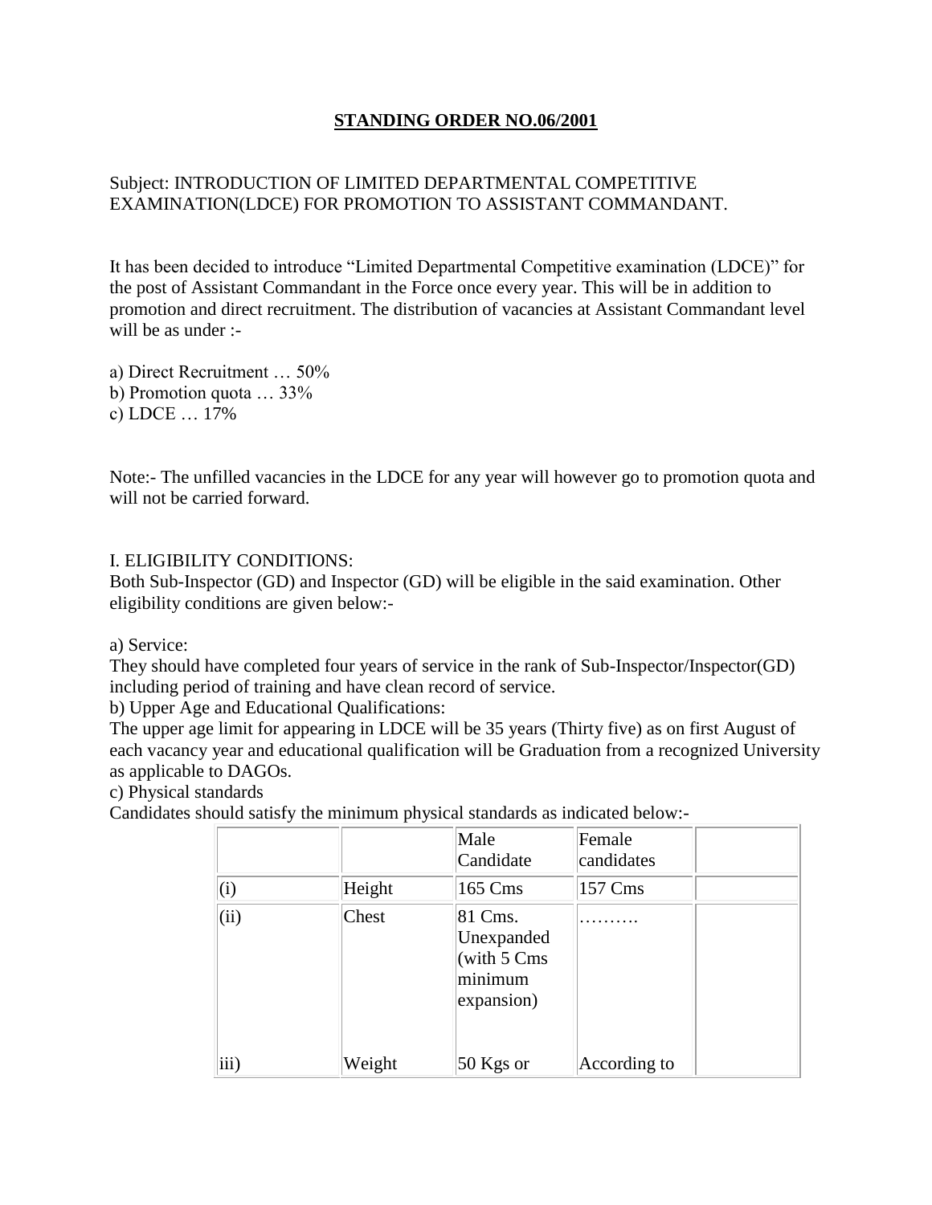# STANDING ORDER NO.06/2001

Subject: INTRODUCTION OF LIMITED DEPARTMENTAL COMPETITIVE EXAMINATION(LDCE) FOR PROMOTION TO ASSISTANT COMMANDANT.

It has been decided to introduce "Limited Departmental Competitive examination (LDCE)" for the post of Assistant Commandant in the Force once every year. This will be in addition to promotion and direct recruitment. The distribution of vacancies at Assistant Commandant level will be as under :-

a) Direct Recruitment … 50%
b) Promotion quota … 33%
c) LDCE … 17%

Note:- The unfilled vacancies in the LDCE for any year will however go to promotion quota and will not be carried forward.

I. ELIGIBILITY CONDITIONS:
Both Sub-Inspector (GD) and Inspector (GD) will be eligible in the said examination. Other eligibility conditions are given below:-

a) Service:
They should have completed four years of service in the rank of Sub-Inspector/Inspector(GD) including period of training and have clean record of service.
b) Upper Age and Educational Qualifications:
The upper age limit for appearing in LDCE will be 35 years (Thirty five) as on first August of each vacancy year and educational qualification will be Graduation from a recognized University as applicable to DAGOs.
c) Physical standards
Candidates should satisfy the minimum physical standards as indicated below:-

| | | Male Candidate | Female candidates | |
|---|---|---|---|---|
| (i) | Height | 165 Cms | 157 Cms | |
| (ii) | Chest | 81 Cms. Unexpanded (with 5 Cms minimum expansion) | ………. | |
| iii) | Weight | 50 Kgs or | According to | |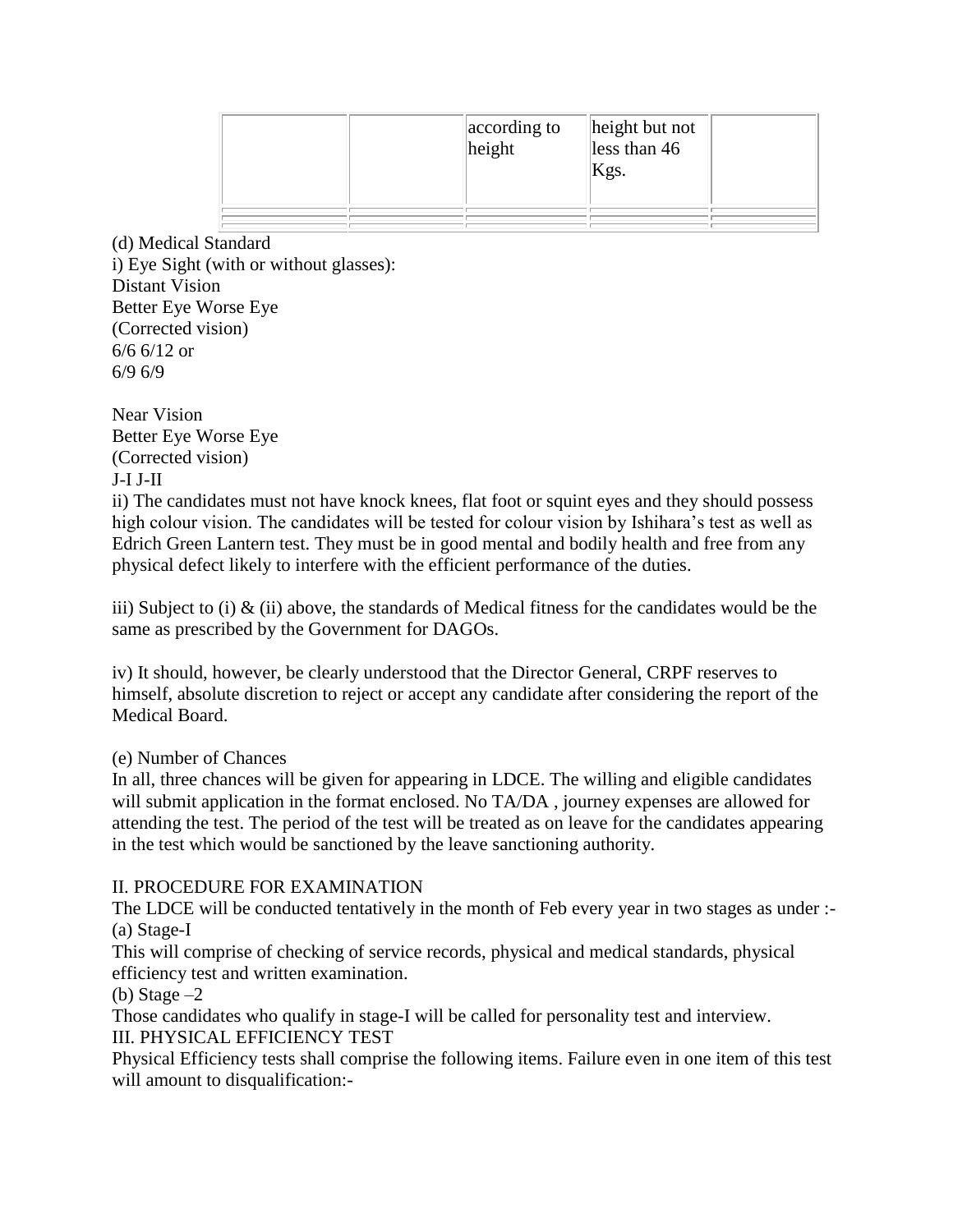| | | according to height | height but not less than 46 Kgs. | |
|---|---|---|---|---|
| | | | | |

(d) Medical Standard

i) Eye Sight (with or without glasses):

Distant Vision

| Better Eye | Worse Eye |
|---|---|
| (Corrected vision) | |
| 6/6 | 6/12 or |
| 6/9 | 6/9 |

Near Vision

| Better Eye | Worse Eye |
|---|---|
| (Corrected vision) | |
| J-I | J-II |

ii) The candidates must not have knock knees, flat foot or squint eyes and they should possess high colour vision. The candidates will be tested for colour vision by Ishihara's test as well as Edrich Green Lantern test. They must be in good mental and bodily health and free from any physical defect likely to interfere with the efficient performance of the duties.

iii) Subject to (i) & (ii) above, the standards of Medical fitness for the candidates would be the same as prescribed by the Government for DAGOs.

iv) It should, however, be clearly understood that the Director General, CRPF reserves to himself, absolute discretion to reject or accept any candidate after considering the report of the Medical Board.

(e) Number of Chances

In all, three chances will be given for appearing in LDCE. The willing and eligible candidates will submit application in the format enclosed. No TA/DA , journey expenses are allowed for attending the test. The period of the test will be treated as on leave for the candidates appearing in the test which would be sanctioned by the leave sanctioning authority.

## II. PROCEDURE FOR EXAMINATION

The LDCE will be conducted tentatively in the month of Feb every year in two stages as under :-

(a) Stage-I

This will comprise of checking of service records, physical and medical standards, physical efficiency test and written examination.

(b) Stage –2

Those candidates who qualify in stage-I will be called for personality test and interview.

## III. PHYSICAL EFFICIENCY TEST

Physical Efficiency tests shall comprise the following items. Failure even in one item of this test will amount to disqualification:-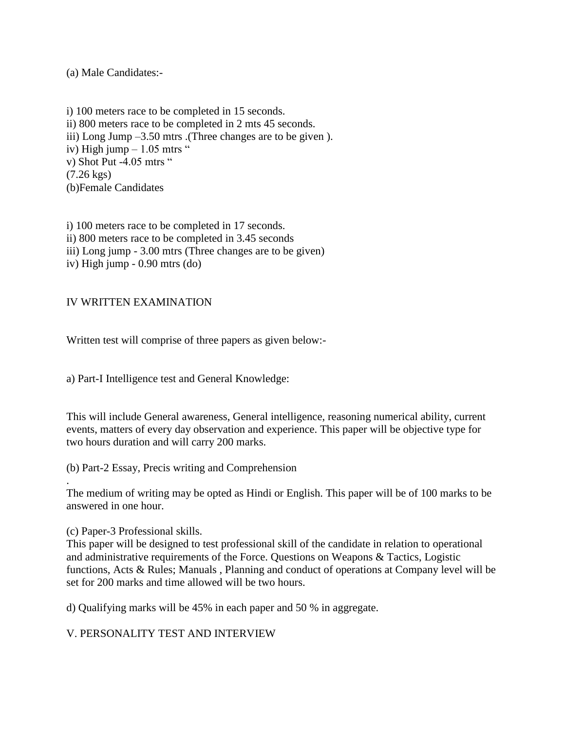(a) Male Candidates:-

i) 100 meters race to be completed in 15 seconds.
ii) 800 meters race to be completed in 2 mts 45 seconds.
iii) Long Jump –3.50 mtrs .(Three changes are to be given ).
iv) High jump – 1.05 mtrs "
v) Shot Put -4.05 mtrs "
(7.26 kgs)
(b)Female Candidates

i) 100 meters race to be completed in 17 seconds.
ii) 800 meters race to be completed in 3.45 seconds
iii) Long jump - 3.00 mtrs (Three changes are to be given)
iv) High jump - 0.90 mtrs (do)

IV WRITTEN EXAMINATION

Written test will comprise of three papers as given below:-

a) Part-I Intelligence test and General Knowledge:

This will include General awareness, General intelligence, reasoning numerical ability, current events, matters of every day observation and experience. This paper will be objective type for two hours duration and will carry 200 marks.

(b) Part-2 Essay, Precis writing and Comprehension

.
The medium of writing may be opted as Hindi or English. This paper will be of 100 marks to be answered in one hour.

(c) Paper-3 Professional skills.
This paper will be designed to test professional skill of the candidate in relation to operational and administrative requirements of the Force. Questions on Weapons & Tactics, Logistic functions, Acts & Rules; Manuals , Planning and conduct of operations at Company level will be set for 200 marks and time allowed will be two hours.

d) Qualifying marks will be 45% in each paper and 50 % in aggregate.

V. PERSONALITY TEST AND INTERVIEW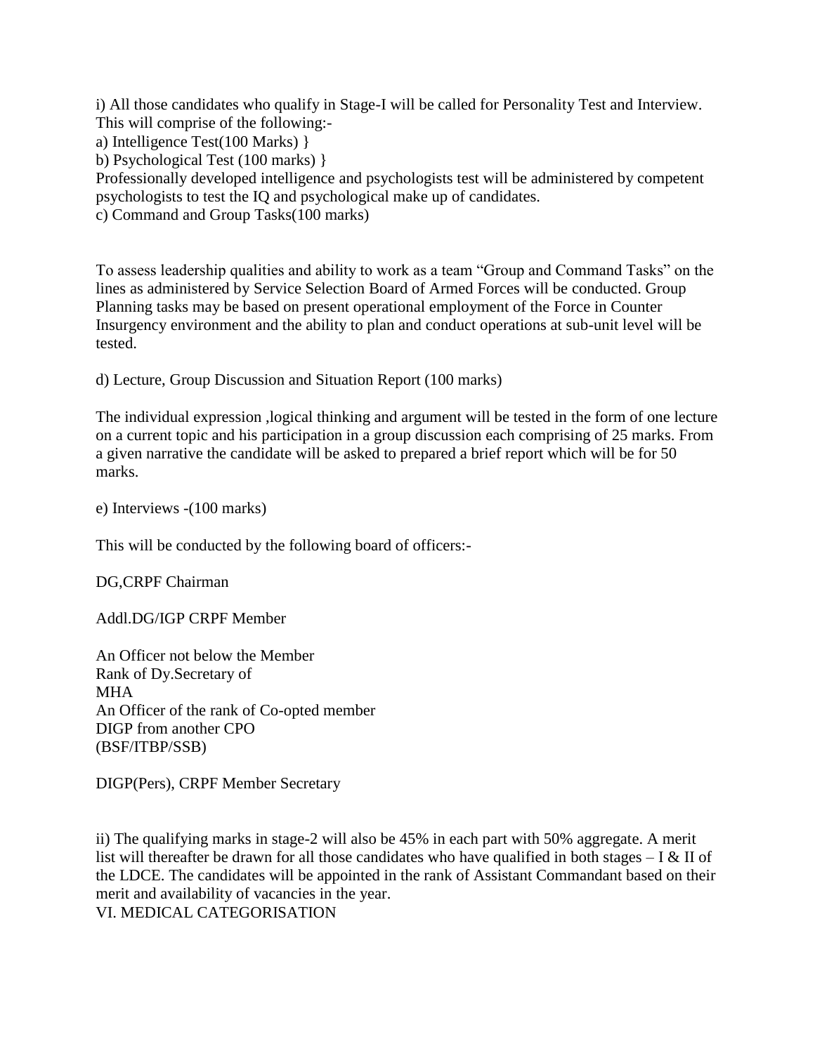i) All those candidates who qualify in Stage-I will be called for Personality Test and Interview. This will comprise of the following:-

a) Intelligence Test(100 Marks) }

b) Psychological Test (100 marks) }

Professionally developed intelligence and psychologists test will be administered by competent psychologists to test the IQ and psychological make up of candidates.

c) Command and Group Tasks(100 marks)

To assess leadership qualities and ability to work as a team “Group and Command Tasks” on the lines as administered by Service Selection Board of Armed Forces will be conducted. Group Planning tasks may be based on present operational employment of the Force in Counter Insurgency environment and the ability to plan and conduct operations at sub-unit level will be tested.

d) Lecture, Group Discussion and Situation Report (100 marks)

The individual expression ,logical thinking and argument will be tested in the form of one lecture on a current topic and his participation in a group discussion each comprising of 25 marks. From a given narrative the candidate will be asked to prepared a brief report which will be for 50 marks.

e) Interviews -(100 marks)

This will be conducted by the following board of officers:-

| | |
|---|---|
| DG,CRPF | Chairman |
| Addl.DG/IGP CRPF | Member |
| An Officer not below the Rank of Dy.Secretary of MHA | Member |
| An Officer of the rank of DIGP from another CPO (BSF/ITBP/SSB) | Co-opted member |
| DIGP(Pers), CRPF | Member Secretary |

ii) The qualifying marks in stage-2 will also be 45% in each part with 50% aggregate. A merit list will thereafter be drawn for all those candidates who have qualified in both stages – I & II of the LDCE. The candidates will be appointed in the rank of Assistant Commandant based on their merit and availability of vacancies in the year.

VI. MEDICAL CATEGORISATION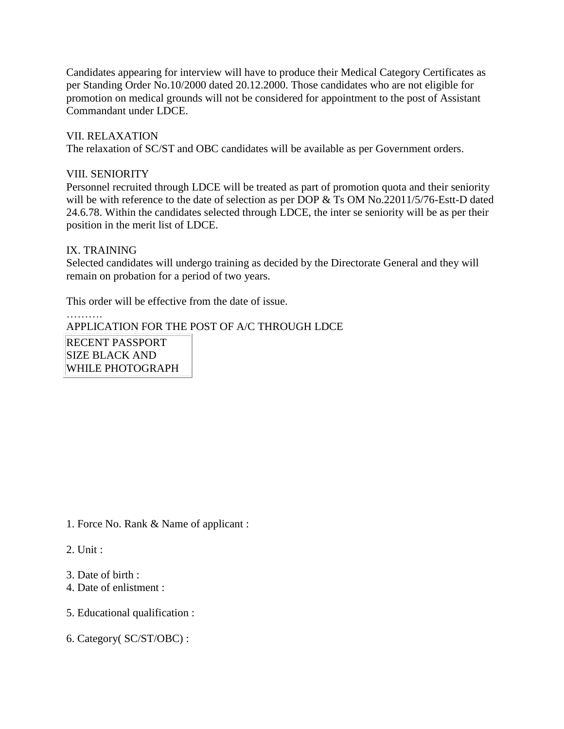Candidates appearing for interview will have to produce their Medical Category Certificates as per Standing Order No.10/2000 dated 20.12.2000. Those candidates who are not eligible for promotion on medical grounds will not be considered for appointment to the post of Assistant Commandant under LDCE.

VII. RELAXATION

The relaxation of SC/ST and OBC candidates will be available as per Government orders.

VIII. SENIORITY

Personnel recruited through LDCE will be treated as part of promotion quota and their seniority will be with reference to the date of selection as per DOP & Ts OM No.22011/5/76-Estt-D dated 24.6.78. Within the candidates selected through LDCE, the inter se seniority will be as per their position in the merit list of LDCE.

IX. TRAINING

Selected candidates will undergo training as decided by the Directorate General and they will remain on probation for a period of two years.

This order will be effective from the date of issue.

……….

APPLICATION FOR THE POST OF A/C THROUGH LDCE

| RECENT PASSPORT SIZE BLACK AND WHILE PHOTOGRAPH |
|---|

1. Force No. Rank & Name of applicant :

2. Unit :

3. Date of birth :

4. Date of enlistment :

5. Educational qualification :

6. Category( SC/ST/OBC) :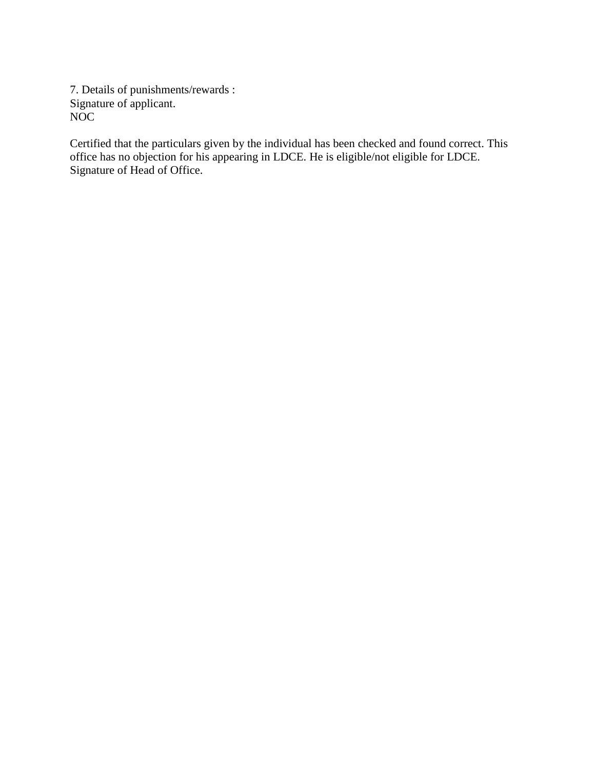7. Details of punishments/rewards :
Signature of applicant.
NOC

Certified that the particulars given by the individual has been checked and found correct. This office has no objection for his appearing in LDCE. He is eligible/not eligible for LDCE.
Signature of Head of Office.